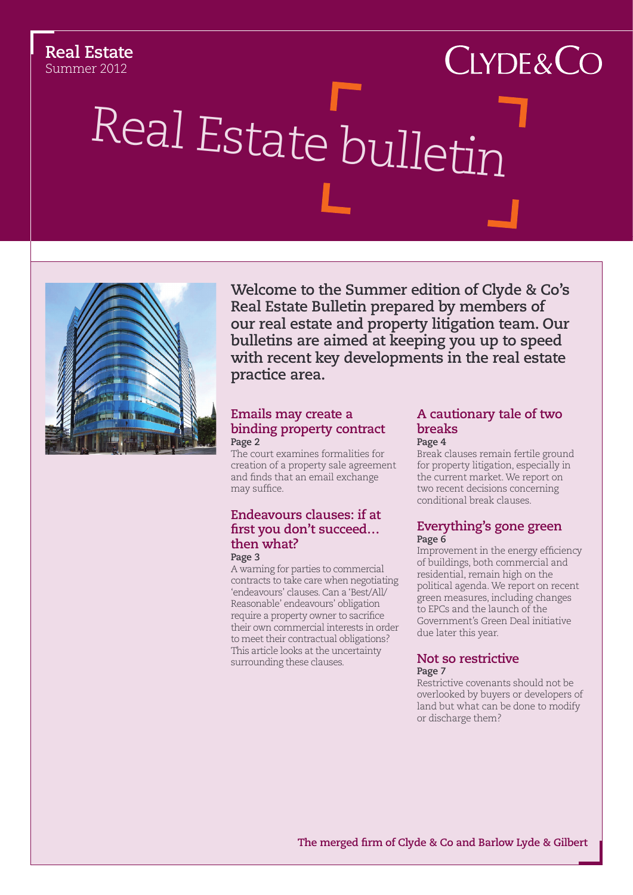**Real Estate**
Summer 2012

CLYDE&CO

# Real Estate bulletin

**Welcome to the Summer edition of Clyde & Co's Real Estate Bulletin prepared by members of our real estate and property litigation team. Our bulletins are aimed at keeping you up to speed with recent key developments in the real estate practice area.**

## Emails may create a binding property contract

**Page 2**

The court examines formalities for creation of a property sale agreement and finds that an email exchange may suffice.

## Endeavours clauses: if at first you don't succeed… then what?

**Page 3**

A warning for parties to commercial contracts to take care when negotiating 'endeavours' clauses. Can a 'Best/All/Reasonable' endeavours' obligation require a property owner to sacrifice their own commercial interests in order to meet their contractual obligations? This article looks at the uncertainty surrounding these clauses.

## A cautionary tale of two breaks

**Page 4**

Break clauses remain fertile ground for property litigation, especially in the current market. We report on two recent decisions concerning conditional break clauses.

## Everything's gone green

**Page 6**

Improvement in the energy efficiency of buildings, both commercial and residential, remain high on the political agenda. We report on recent green measures, including changes to EPCs and the launch of the Government's Green Deal initiative due later this year.

## Not so restrictive

**Page 7**

Restrictive covenants should not be overlooked by buyers or developers of land but what can be done to modify or discharge them?

**The merged firm of Clyde & Co and Barlow Lyde & Gilbert**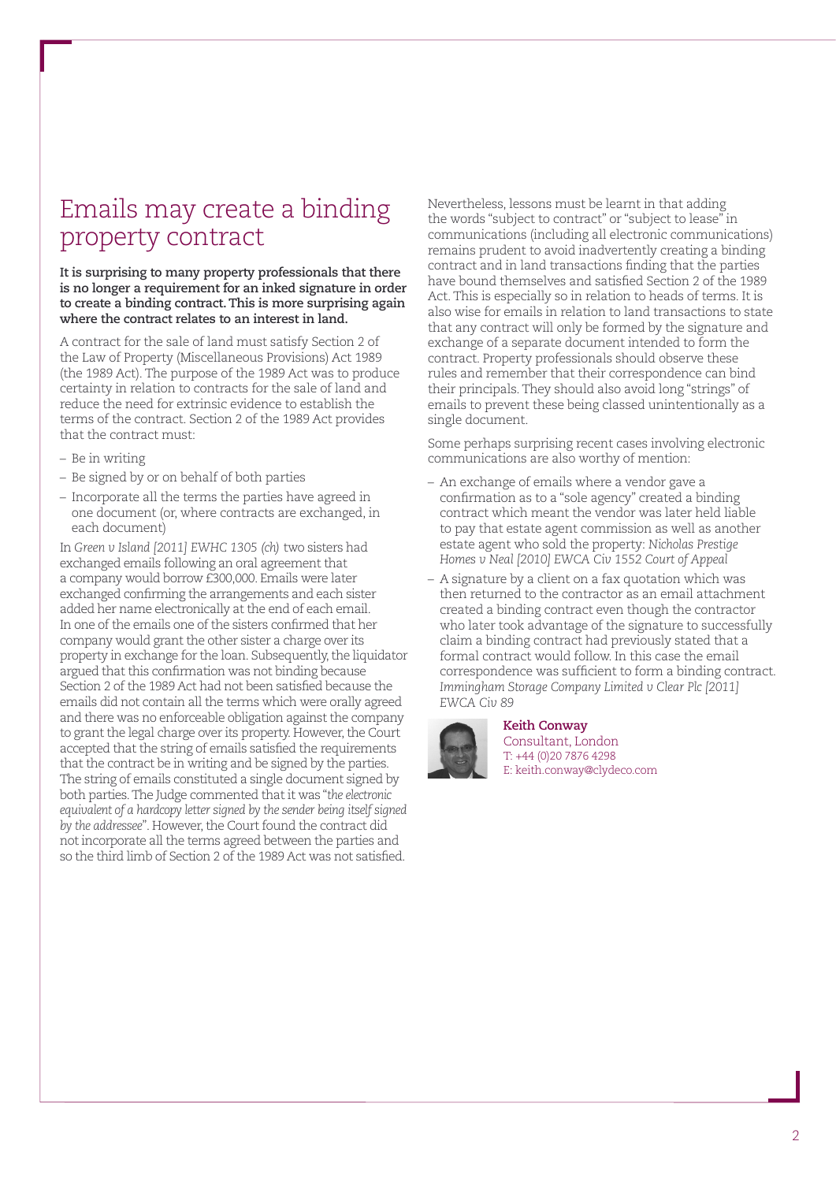# Emails may create a binding property contract

**It is surprising to many property professionals that there is no longer a requirement for an inked signature in order to create a binding contract. This is more surprising again where the contract relates to an interest in land.**

A contract for the sale of land must satisfy Section 2 of the Law of Property (Miscellaneous Provisions) Act 1989 (the 1989 Act). The purpose of the 1989 Act was to produce certainty in relation to contracts for the sale of land and reduce the need for extrinsic evidence to establish the terms of the contract. Section 2 of the 1989 Act provides that the contract must:

- Be in writing
- Be signed by or on behalf of both parties
- Incorporate all the terms the parties have agreed in one document (or, where contracts are exchanged, in each document)

In *Green v Island [2011] EWHC 1305 (ch)* two sisters had exchanged emails following an oral agreement that a company would borrow £300,000. Emails were later exchanged confirming the arrangements and each sister added her name electronically at the end of each email. In one of the emails one of the sisters confirmed that her company would grant the other sister a charge over its property in exchange for the loan. Subsequently, the liquidator argued that this confirmation was not binding because Section 2 of the 1989 Act had not been satisfied because the emails did not contain all the terms which were orally agreed and there was no enforceable obligation against the company to grant the legal charge over its property. However, the Court accepted that the string of emails satisfied the requirements that the contract be in writing and be signed by the parties. The string of emails constituted a single document signed by both parties. The Judge commented that it was "*the electronic equivalent of a hardcopy letter signed by the sender being itself signed by the addressee*". However, the Court found the contract did not incorporate all the terms agreed between the parties and so the third limb of Section 2 of the 1989 Act was not satisfied.

Nevertheless, lessons must be learnt in that adding the words "subject to contract" or "subject to lease" in communications (including all electronic communications) remains prudent to avoid inadvertently creating a binding contract and in land transactions finding that the parties have bound themselves and satisfied Section 2 of the 1989 Act. This is especially so in relation to heads of terms. It is also wise for emails in relation to land transactions to state that any contract will only be formed by the signature and exchange of a separate document intended to form the contract. Property professionals should observe these rules and remember that their correspondence can bind their principals. They should also avoid long "strings" of emails to prevent these being classed unintentionally as a single document.

Some perhaps surprising recent cases involving electronic communications are also worthy of mention:

- An exchange of emails where a vendor gave a confirmation as to a "sole agency" created a binding contract which meant the vendor was later held liable to pay that estate agent commission as well as another estate agent who sold the property: *Nicholas Prestige Homes v Neal [2010] EWCA Civ 1552 Court of Appeal*
- A signature by a client on a fax quotation which was then returned to the contractor as an email attachment created a binding contract even though the contractor who later took advantage of the signature to successfully claim a binding contract had previously stated that a formal contract would follow. In this case the email correspondence was sufficient to form a binding contract. *Immingham Storage Company Limited v Clear Plc [2011] EWCA Civ 89*

**Keith Conway**
Consultant, London
T: +44 (0)20 7876 4298
E: keith.conway@clydeco.com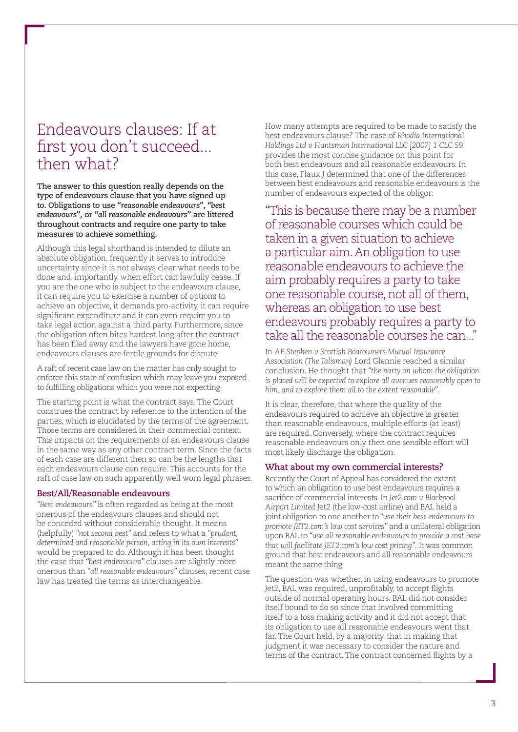# Endeavours clauses: If at first you don't succeed... then what?

**The answer to this question really depends on the type of endeavours clause that you have signed up to. Obligations to use *"reasonable endeavours"*, *"best endeavours"*, or *"all reasonable endeavours"* are littered throughout contracts and require one party to take measures to achieve something.**

Although this legal shorthand is intended to dilute an absolute obligation, frequently it serves to introduce uncertainty since it is not always clear what needs to be done and, importantly, when effort can lawfully cease. If you are the one who is subject to the endeavours clause, it can require you to exercise a number of options to achieve an objective, it demands pro-activity, it can require significant expenditure and it can even require you to take legal action against a third party. Furthermore, since the obligation often bites hardest long after the contract has been filed away and the lawyers have gone home, endeavours clauses are fertile grounds for dispute.

A raft of recent case law on the matter has only sought to enforce this state of confusion which may leave you exposed to fulfilling obligations which you were not expecting.

The starting point is what the contract says. The Court construes the contract by reference to the intention of the parties, which is elucidated by the terms of the agreement. Those terms are considered in their commercial context. This impacts on the requirements of an endeavours clause in the same way as any other contract term. Since the facts of each case are different then so can be the lengths that each endeavours clause can require. This accounts for the raft of case law on such apparently well worn legal phrases.

## Best/All/Reasonable endeavours

*"Best endeavours"* is often regarded as being at the most onerous of the endeavours clauses and should not be conceded without considerable thought. It means (helpfully) *"not second best"* and refers to what a *"prudent, determined and reasonable person, acting in its own interests"* would be prepared to do. Although it has been thought the case that *"best endeavours"* clauses are slightly more onerous than *"all reasonable endeavours"* clauses, recent case law has treated the terms as interchangeable.

How many attempts are required to be made to satisfy the best endeavours clause? The case of *Rhodia International Holdings Ltd v Huntsman International LLC [2007] 1 CLC 59* provides the most concise guidance on this point for both best endeavours and all reasonable endeavours. In this case, Flaux J determined that one of the differences between best endeavours and reasonable endeavours is the number of endeavours expected of the obligor:

> "This is because there may be a number of reasonable courses which could be taken in a given situation to achieve a particular aim. An obligation to use reasonable endeavours to achieve the aim probably requires a party to take one reasonable course, not all of them, whereas an obligation to use best endeavours probably requires a party to take all the reasonable courses he can..."

In *AP Stephen v Scottish Boatowners Mutual Insurance Association (The Talisman)* Lord Glennie reached a similar conclusion. He thought that *"the party on whom the obligation is placed will be expected to explore all avenues reasonably open to him, and to explore them all to the extent reasonable"*.

It is clear, therefore, that where the quality of the endeavours required to achieve an objective is greater than reasonable endeavours, multiple efforts (at least) are required. Conversely, where the contract requires reasonable endeavours only then one sensible effort will most likely discharge the obligation.

## What about my own commercial interests?

Recently the Court of Appeal has considered the extent to which an obligation to use best endeavours requires a sacrifice of commercial interests. In *Jet2.com v Blackpool Airport Limited* Jet2 (the low-cost airline) and BAL held a joint obligation to one another to *"use their best endeavours to promote JET2.com's low cost services"* and a unilateral obligation upon BAL to *"use all reasonable endeavours to provide a cost base that will facilitate JET2.com's low cost pricing"*. It was common ground that best endeavours and all reasonable endeavours meant the same thing.

The question was whether, in using endeavours to promote Jet2, BAL was required, unprofitably, to accept flights outside of normal operating hours. BAL did not consider itself bound to do so since that involved committing itself to a loss making activity and it did not accept that its obligation to use all reasonable endeavours went that far. The Court held, by a majority, that in making that judgment it was necessary to consider the nature and terms of the contract. The contract concerned flights by a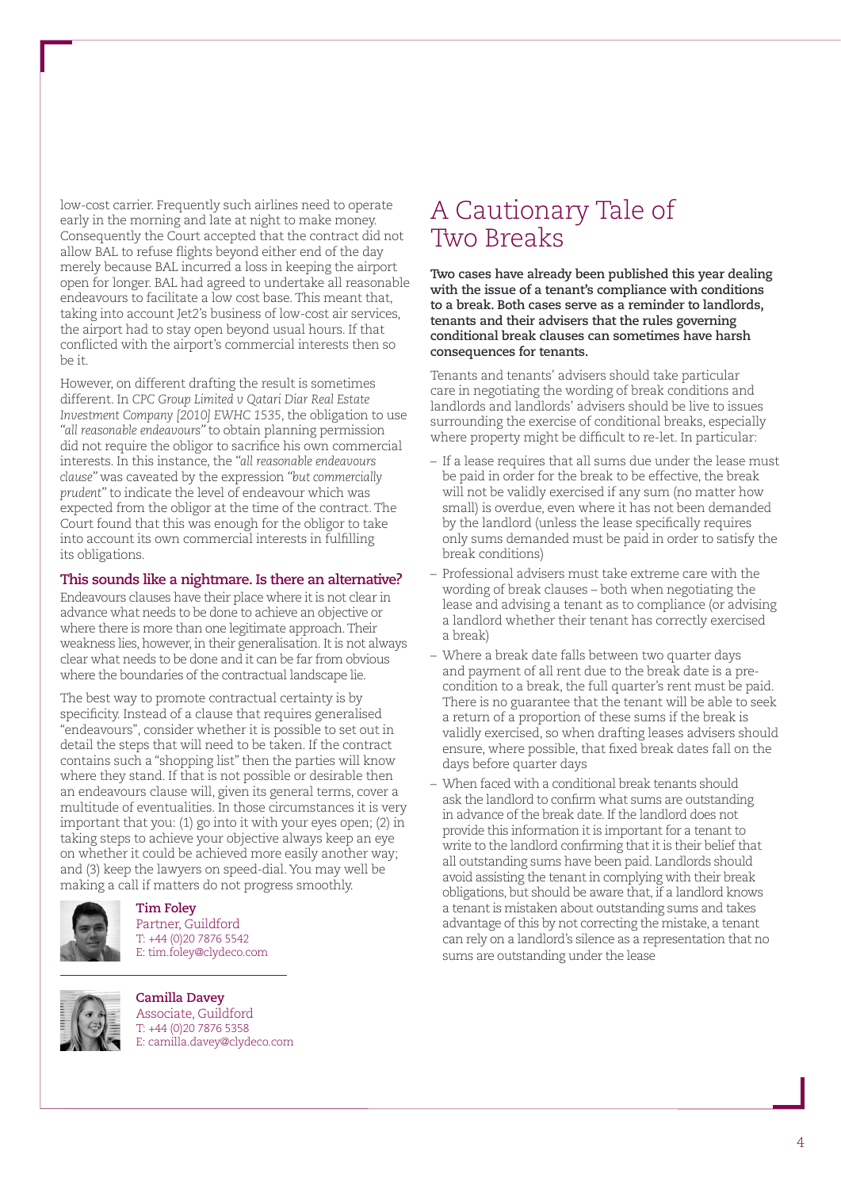low-cost carrier. Frequently such airlines need to operate early in the morning and late at night to make money. Consequently the Court accepted that the contract did not allow BAL to refuse flights beyond either end of the day merely because BAL incurred a loss in keeping the airport open for longer. BAL had agreed to undertake all reasonable endeavours to facilitate a low cost base. This meant that, taking into account Jet2's business of low-cost air services, the airport had to stay open beyond usual hours. If that conflicted with the airport's commercial interests then so be it.

However, on different drafting the result is sometimes different. In *CPC Group Limited v Qatari Diar Real Estate Investment Company [2010] EWHC 1535*, the obligation to use *"all reasonable endeavours"* to obtain planning permission did not require the obligor to sacrifice his own commercial interests. In this instance, the *"all reasonable endeavours clause"* was caveated by the expression *"but commercially prudent"* to indicate the level of endeavour which was expected from the obligor at the time of the contract. The Court found that this was enough for the obligor to take into account its own commercial interests in fulfilling its obligations.

### This sounds like a nightmare. Is there an alternative?

Endeavours clauses have their place where it is not clear in advance what needs to be done to achieve an objective or where there is more than one legitimate approach. Their weakness lies, however, in their generalisation. It is not always clear what needs to be done and it can be far from obvious where the boundaries of the contractual landscape lie.

The best way to promote contractual certainty is by specificity. Instead of a clause that requires generalised "endeavours", consider whether it is possible to set out in detail the steps that will need to be taken. If the contract contains such a "shopping list" then the parties will know where they stand. If that is not possible or desirable then an endeavours clause will, given its general terms, cover a multitude of eventualities. In those circumstances it is very important that you: (1) go into it with your eyes open; (2) in taking steps to achieve your objective always keep an eye on whether it could be achieved more easily another way; and (3) keep the lawyers on speed-dial. You may well be making a call if matters do not progress smoothly.

**Tim Foley**
Partner, Guildford
T: +44 (0)20 7876 5542
E: tim.foley@clydeco.com

**Camilla Davey**
Associate, Guildford
T: +44 (0)20 7876 5358
E: camilla.davey@clydeco.com

## A Cautionary Tale of Two Breaks

**Two cases have already been published this year dealing with the issue of a tenant's compliance with conditions to a break. Both cases serve as a reminder to landlords, tenants and their advisers that the rules governing conditional break clauses can sometimes have harsh consequences for tenants.**

Tenants and tenants' advisers should take particular care in negotiating the wording of break conditions and landlords and landlords' advisers should be live to issues surrounding the exercise of conditional breaks, especially where property might be difficult to re-let. In particular:

- If a lease requires that all sums due under the lease must be paid in order for the break to be effective, the break will not be validly exercised if any sum (no matter how small) is overdue, even where it has not been demanded by the landlord (unless the lease specifically requires only sums demanded must be paid in order to satisfy the break conditions)
- Professional advisers must take extreme care with the wording of break clauses – both when negotiating the lease and advising a tenant as to compliance (or advising a landlord whether their tenant has correctly exercised a break)
- Where a break date falls between two quarter days and payment of all rent due to the break date is a pre-condition to a break, the full quarter's rent must be paid. There is no guarantee that the tenant will be able to seek a return of a proportion of these sums if the break is validly exercised, so when drafting leases advisers should ensure, where possible, that fixed break dates fall on the days before quarter days
- When faced with a conditional break tenants should ask the landlord to confirm what sums are outstanding in advance of the break date. If the landlord does not provide this information it is important for a tenant to write to the landlord confirming that it is their belief that all outstanding sums have been paid. Landlords should avoid assisting the tenant in complying with their break obligations, but should be aware that, if a landlord knows a tenant is mistaken about outstanding sums and takes advantage of this by not correcting the mistake, a tenant can rely on a landlord's silence as a representation that no sums are outstanding under the lease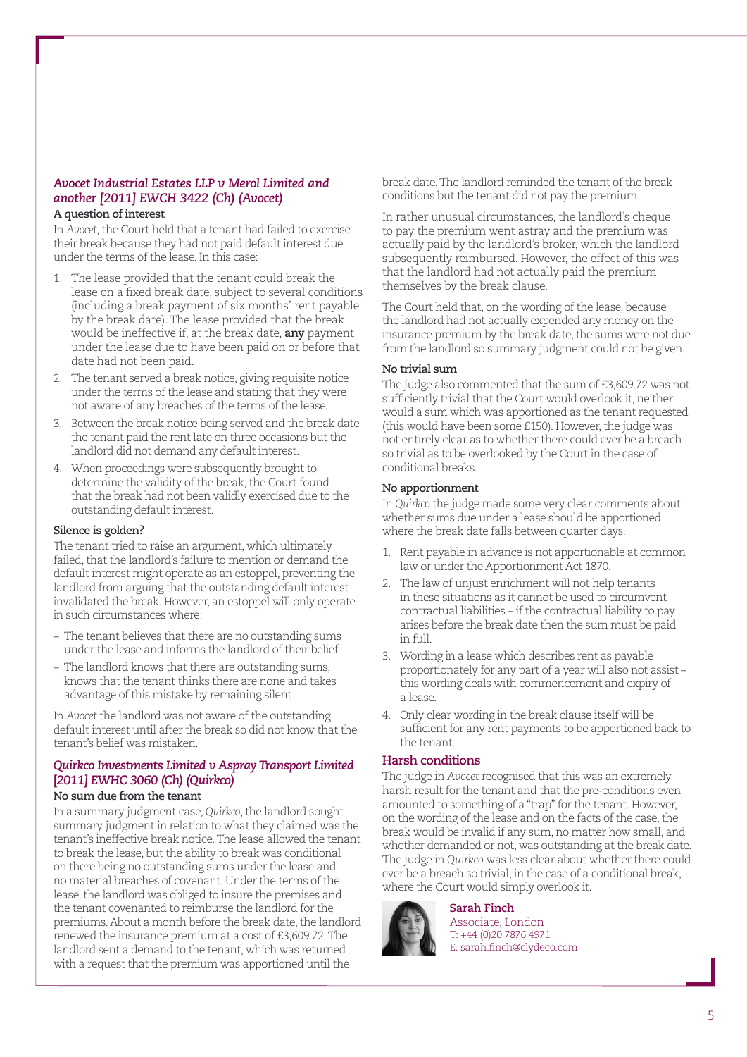## *Avocet Industrial Estates LLP v Merol Limited and another [2011] EWCH 3422 (Ch) (Avocet)*

### A question of interest

In *Avocet*, the Court held that a tenant had failed to exercise their break because they had not paid default interest due under the terms of the lease. In this case:

1. The lease provided that the tenant could break the lease on a fixed break date, subject to several conditions (including a break payment of six months' rent payable by the break date). The lease provided that the break would be ineffective if, at the break date, **any** payment under the lease due to have been paid on or before that date had not been paid.
2. The tenant served a break notice, giving requisite notice under the terms of the lease and stating that they were not aware of any breaches of the terms of the lease.
3. Between the break notice being served and the break date the tenant paid the rent late on three occasions but the landlord did not demand any default interest.
4. When proceedings were subsequently brought to determine the validity of the break, the Court found that the break had not been validly exercised due to the outstanding default interest.

### Silence is golden?

The tenant tried to raise an argument, which ultimately failed, that the landlord's failure to mention or demand the default interest might operate as an estoppel, preventing the landlord from arguing that the outstanding default interest invalidated the break. However, an estoppel will only operate in such circumstances where:

- The tenant believes that there are no outstanding sums under the lease and informs the landlord of their belief
- The landlord knows that there are outstanding sums, knows that the tenant thinks there are none and takes advantage of this mistake by remaining silent

In *Avocet* the landlord was not aware of the outstanding default interest until after the break so did not know that the tenant's belief was mistaken.

## *Quirkco Investments Limited v Aspray Transport Limited [2011] EWHC 3060 (Ch) (Quirkco)*

### No sum due from the tenant

In a summary judgment case, *Quirkco*, the landlord sought summary judgment in relation to what they claimed was the tenant's ineffective break notice. The lease allowed the tenant to break the lease, but the ability to break was conditional on there being no outstanding sums under the lease and no material breaches of covenant. Under the terms of the lease, the landlord was obliged to insure the premises and the tenant covenanted to reimburse the landlord for the premiums. About a month before the break date, the landlord renewed the insurance premium at a cost of £3,609.72. The landlord sent a demand to the tenant, which was returned with a request that the premium was apportioned until the break date. The landlord reminded the tenant of the break conditions but the tenant did not pay the premium.

In rather unusual circumstances, the landlord's cheque to pay the premium went astray and the premium was actually paid by the landlord's broker, which the landlord subsequently reimbursed. However, the effect of this was that the landlord had not actually paid the premium themselves by the break clause.

The Court held that, on the wording of the lease, because the landlord had not actually expended any money on the insurance premium by the break date, the sums were not due from the landlord so summary judgment could not be given.

### No trivial sum

The judge also commented that the sum of £3,609.72 was not sufficiently trivial that the Court would overlook it, neither would a sum which was apportioned as the tenant requested (this would have been some £150). However, the judge was not entirely clear as to whether there could ever be a breach so trivial as to be overlooked by the Court in the case of conditional breaks.

### No apportionment

In *Quirkco* the judge made some very clear comments about whether sums due under a lease should be apportioned where the break date falls between quarter days.

1. Rent payable in advance is not apportionable at common law or under the Apportionment Act 1870.
2. The law of unjust enrichment will not help tenants in these situations as it cannot be used to circumvent contractual liabilities – if the contractual liability to pay arises before the break date then the sum must be paid in full.
3. Wording in a lease which describes rent as payable proportionately for any part of a year will also not assist – this wording deals with commencement and expiry of a lease.
4. Only clear wording in the break clause itself will be sufficient for any rent payments to be apportioned back to the tenant.

## Harsh conditions

The judge in *Avocet* recognised that this was an extremely harsh result for the tenant and that the pre-conditions even amounted to something of a "trap" for the tenant. However, on the wording of the lease and on the facts of the case, the break would be invalid if any sum, no matter how small, and whether demanded or not, was outstanding at the break date. The judge in *Quirkco* was less clear about whether there could ever be a breach so trivial, in the case of a conditional break, where the Court would simply overlook it.

**Sarah Finch**
Associate, London
T: +44 (0)20 7876 4971
E: sarah.finch@clydeco.com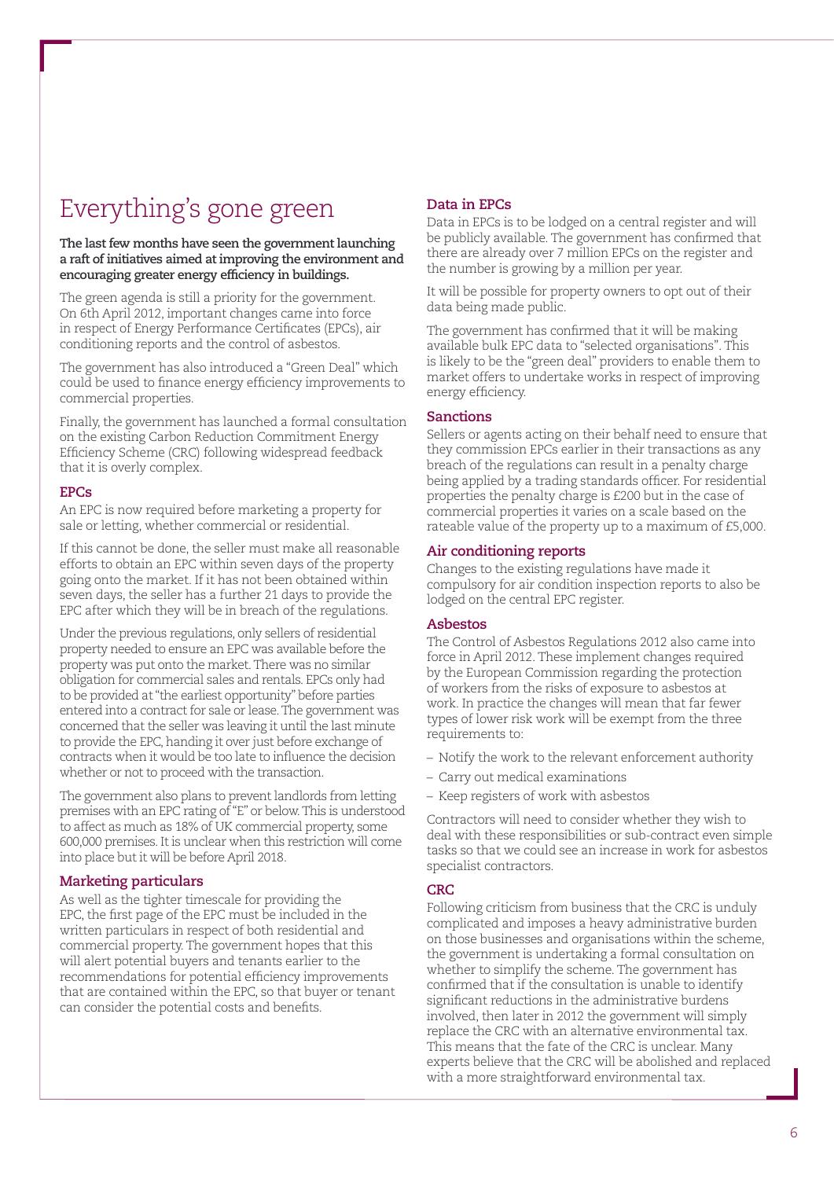# Everything's gone green

**The last few months have seen the government launching a raft of initiatives aimed at improving the environment and encouraging greater energy efficiency in buildings.**

The green agenda is still a priority for the government. On 6th April 2012, important changes came into force in respect of Energy Performance Certificates (EPCs), air conditioning reports and the control of asbestos.

The government has also introduced a "Green Deal" which could be used to finance energy efficiency improvements to commercial properties.

Finally, the government has launched a formal consultation on the existing Carbon Reduction Commitment Energy Efficiency Scheme (CRC) following widespread feedback that it is overly complex.

## EPCs

An EPC is now required before marketing a property for sale or letting, whether commercial or residential.

If this cannot be done, the seller must make all reasonable efforts to obtain an EPC within seven days of the property going onto the market. If it has not been obtained within seven days, the seller has a further 21 days to provide the EPC after which they will be in breach of the regulations.

Under the previous regulations, only sellers of residential property needed to ensure an EPC was available before the property was put onto the market. There was no similar obligation for commercial sales and rentals. EPCs only had to be provided at "the earliest opportunity" before parties entered into a contract for sale or lease. The government was concerned that the seller was leaving it until the last minute to provide the EPC, handing it over just before exchange of contracts when it would be too late to influence the decision whether or not to proceed with the transaction.

The government also plans to prevent landlords from letting premises with an EPC rating of "E" or below. This is understood to affect as much as 18% of UK commercial property, some 600,000 premises. It is unclear when this restriction will come into place but it will be before April 2018.

## Marketing particulars

As well as the tighter timescale for providing the EPC, the first page of the EPC must be included in the written particulars in respect of both residential and commercial property. The government hopes that this will alert potential buyers and tenants earlier to the recommendations for potential efficiency improvements that are contained within the EPC, so that buyer or tenant can consider the potential costs and benefits.

## Data in EPCs

Data in EPCs is to be lodged on a central register and will be publicly available. The government has confirmed that there are already over 7 million EPCs on the register and the number is growing by a million per year.

It will be possible for property owners to opt out of their data being made public.

The government has confirmed that it will be making available bulk EPC data to "selected organisations". This is likely to be the "green deal" providers to enable them to market offers to undertake works in respect of improving energy efficiency.

## Sanctions

Sellers or agents acting on their behalf need to ensure that they commission EPCs earlier in their transactions as any breach of the regulations can result in a penalty charge being applied by a trading standards officer. For residential properties the penalty charge is £200 but in the case of commercial properties it varies on a scale based on the rateable value of the property up to a maximum of £5,000.

## Air conditioning reports

Changes to the existing regulations have made it compulsory for air condition inspection reports to also be lodged on the central EPC register.

## Asbestos

The Control of Asbestos Regulations 2012 also came into force in April 2012. These implement changes required by the European Commission regarding the protection of workers from the risks of exposure to asbestos at work. In practice the changes will mean that far fewer types of lower risk work will be exempt from the three requirements to:

- Notify the work to the relevant enforcement authority
- Carry out medical examinations
- Keep registers of work with asbestos

Contractors will need to consider whether they wish to deal with these responsibilities or sub-contract even simple tasks so that we could see an increase in work for asbestos specialist contractors.

## CRC

Following criticism from business that the CRC is unduly complicated and imposes a heavy administrative burden on those businesses and organisations within the scheme, the government is undertaking a formal consultation on whether to simplify the scheme. The government has confirmed that if the consultation is unable to identify significant reductions in the administrative burdens involved, then later in 2012 the government will simply replace the CRC with an alternative environmental tax. This means that the fate of the CRC is unclear. Many experts believe that the CRC will be abolished and replaced with a more straightforward environmental tax.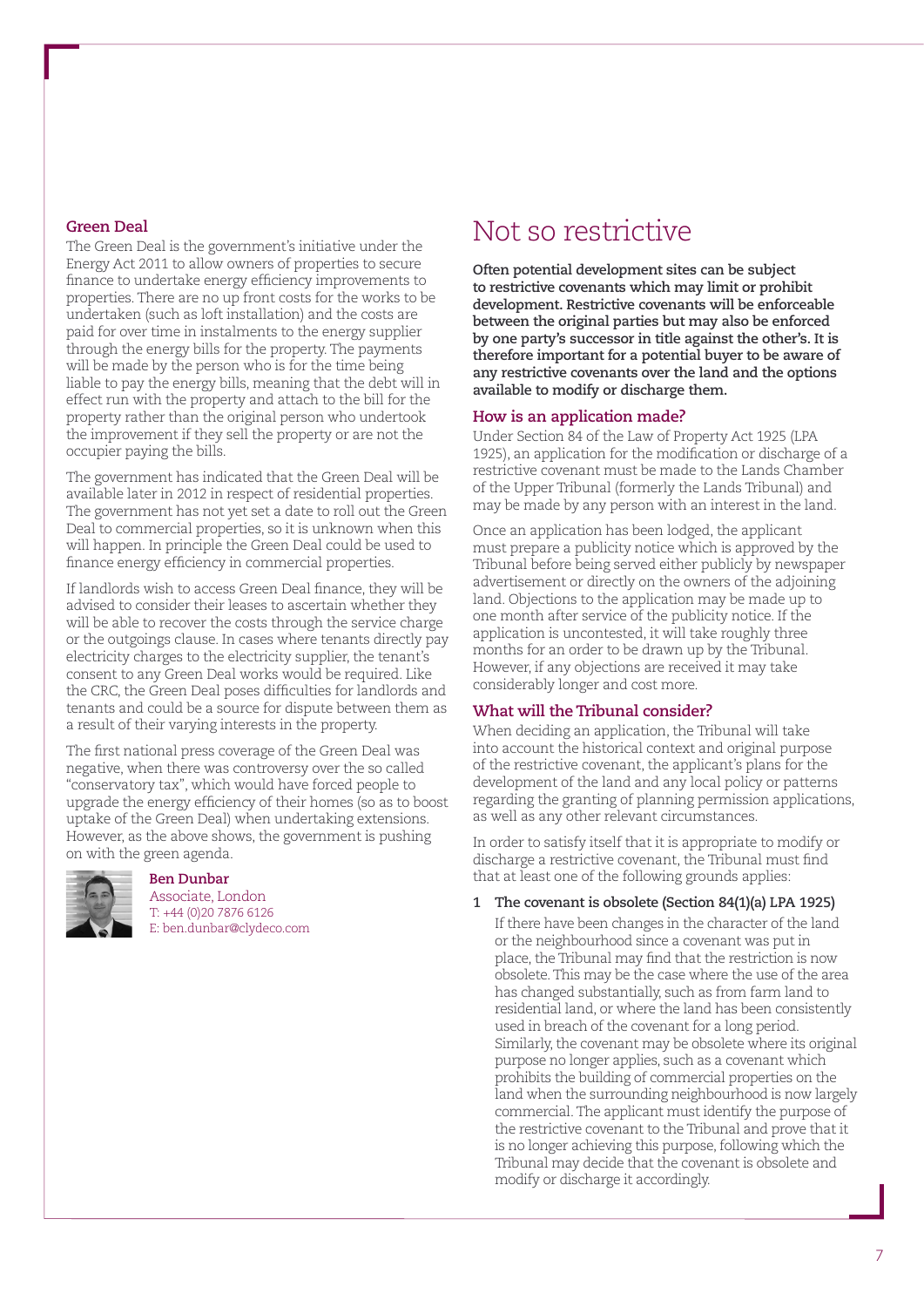### Green Deal

The Green Deal is the government's initiative under the Energy Act 2011 to allow owners of properties to secure finance to undertake energy efficiency improvements to properties. There are no up front costs for the works to be undertaken (such as loft installation) and the costs are paid for over time in instalments to the energy supplier through the energy bills for the property. The payments will be made by the person who is for the time being liable to pay the energy bills, meaning that the debt will in effect run with the property and attach to the bill for the property rather than the original person who undertook the improvement if they sell the property or are not the occupier paying the bills.

The government has indicated that the Green Deal will be available later in 2012 in respect of residential properties. The government has not yet set a date to roll out the Green Deal to commercial properties, so it is unknown when this will happen. In principle the Green Deal could be used to finance energy efficiency in commercial properties.

If landlords wish to access Green Deal finance, they will be advised to consider their leases to ascertain whether they will be able to recover the costs through the service charge or the outgoings clause. In cases where tenants directly pay electricity charges to the electricity supplier, the tenant's consent to any Green Deal works would be required. Like the CRC, the Green Deal poses difficulties for landlords and tenants and could be a source for dispute between them as a result of their varying interests in the property.

The first national press coverage of the Green Deal was negative, when there was controversy over the so called "conservatory tax", which would have forced people to upgrade the energy efficiency of their homes (so as to boost uptake of the Green Deal) when undertaking extensions. However, as the above shows, the government is pushing on with the green agenda.

**Ben Dunbar**
Associate, London
T: +44 (0)20 7876 6126
E: ben.dunbar@clydeco.com

# Not so restrictive

**Often potential development sites can be subject to restrictive covenants which may limit or prohibit development. Restrictive covenants will be enforceable between the original parties but may also be enforced by one party's successor in title against the other's. It is therefore important for a potential buyer to be aware of any restrictive covenants over the land and the options available to modify or discharge them.**

### How is an application made?

Under Section 84 of the Law of Property Act 1925 (LPA 1925), an application for the modification or discharge of a restrictive covenant must be made to the Lands Chamber of the Upper Tribunal (formerly the Lands Tribunal) and may be made by any person with an interest in the land.

Once an application has been lodged, the applicant must prepare a publicity notice which is approved by the Tribunal before being served either publicly by newspaper advertisement or directly on the owners of the adjoining land. Objections to the application may be made up to one month after service of the publicity notice. If the application is uncontested, it will take roughly three months for an order to be drawn up by the Tribunal. However, if any objections are received it may take considerably longer and cost more.

### What will the Tribunal consider?

When deciding an application, the Tribunal will take into account the historical context and original purpose of the restrictive covenant, the applicant's plans for the development of the land and any local policy or patterns regarding the granting of planning permission applications, as well as any other relevant circumstances.

In order to satisfy itself that it is appropriate to modify or discharge a restrictive covenant, the Tribunal must find that at least one of the following grounds applies:

1. **The covenant is obsolete (Section 84(1)(a) LPA 1925)**

   If there have been changes in the character of the land or the neighbourhood since a covenant was put in place, the Tribunal may find that the restriction is now obsolete. This may be the case where the use of the area has changed substantially, such as from farm land to residential land, or where the land has been consistently used in breach of the covenant for a long period. Similarly, the covenant may be obsolete where its original purpose no longer applies, such as a covenant which prohibits the building of commercial properties on the land when the surrounding neighbourhood is now largely commercial. The applicant must identify the purpose of the restrictive covenant to the Tribunal and prove that it is no longer achieving this purpose, following which the Tribunal may decide that the covenant is obsolete and modify or discharge it accordingly.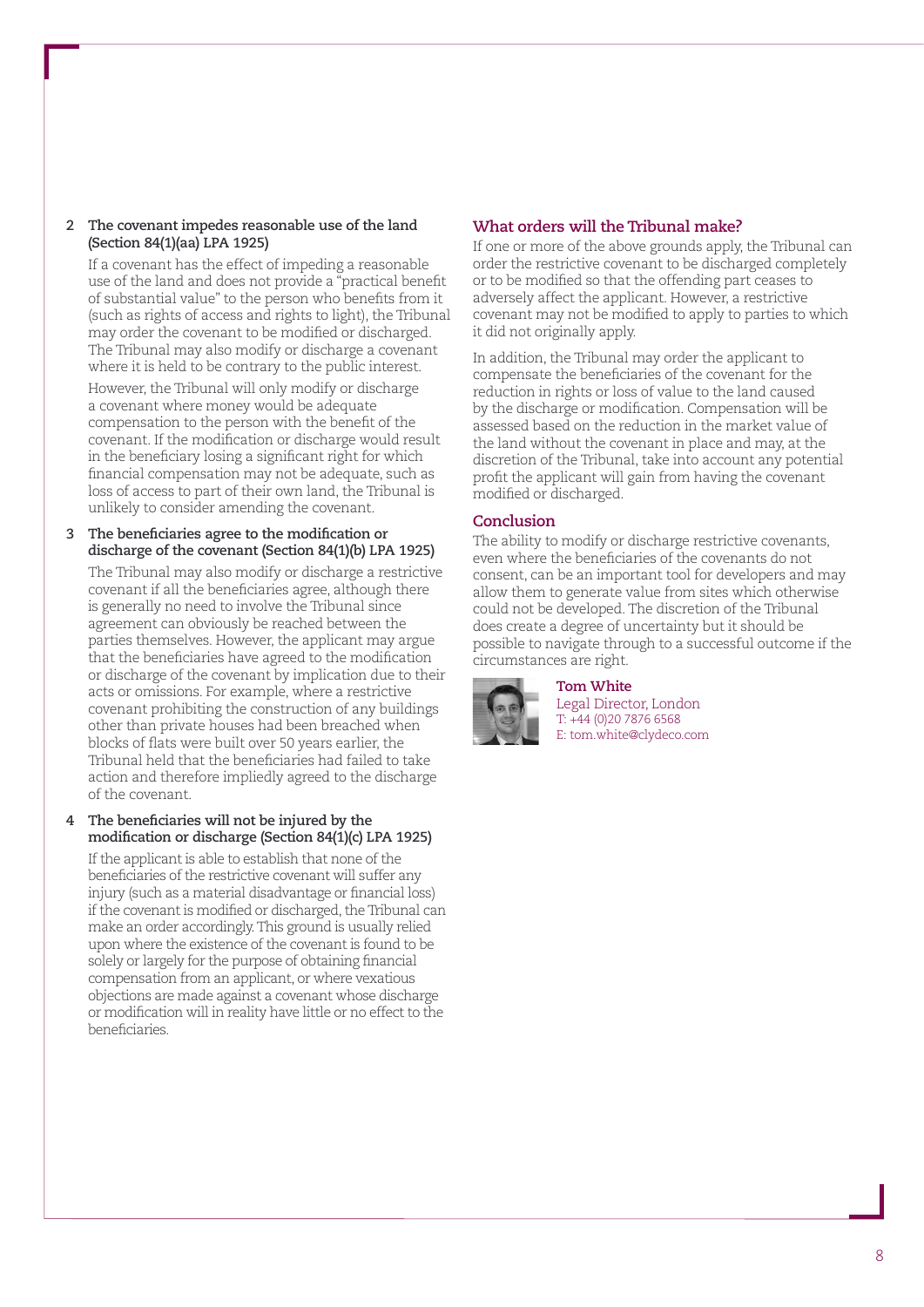**2 The covenant impedes reasonable use of the land (Section 84(1)(aa) LPA 1925)**

If a covenant has the effect of impeding a reasonable use of the land and does not provide a "practical benefit of substantial value" to the person who benefits from it (such as rights of access and rights to light), the Tribunal may order the covenant to be modified or discharged. The Tribunal may also modify or discharge a covenant where it is held to be contrary to the public interest.

However, the Tribunal will only modify or discharge a covenant where money would be adequate compensation to the person with the benefit of the covenant. If the modification or discharge would result in the beneficiary losing a significant right for which financial compensation may not be adequate, such as loss of access to part of their own land, the Tribunal is unlikely to consider amending the covenant.

**3 The beneficiaries agree to the modification or discharge of the covenant (Section 84(1)(b) LPA 1925)**

The Tribunal may also modify or discharge a restrictive covenant if all the beneficiaries agree, although there is generally no need to involve the Tribunal since agreement can obviously be reached between the parties themselves. However, the applicant may argue that the beneficiaries have agreed to the modification or discharge of the covenant by implication due to their acts or omissions. For example, where a restrictive covenant prohibiting the construction of any buildings other than private houses had been breached when blocks of flats were built over 50 years earlier, the Tribunal held that the beneficiaries had failed to take action and therefore impliedly agreed to the discharge of the covenant.

**4 The beneficiaries will not be injured by the modification or discharge (Section 84(1)(c) LPA 1925)**

If the applicant is able to establish that none of the beneficiaries of the restrictive covenant will suffer any injury (such as a material disadvantage or financial loss) if the covenant is modified or discharged, the Tribunal can make an order accordingly. This ground is usually relied upon where the existence of the covenant is found to be solely or largely for the purpose of obtaining financial compensation from an applicant, or where vexatious objections are made against a covenant whose discharge or modification will in reality have little or no effect to the beneficiaries.

## What orders will the Tribunal make?

If one or more of the above grounds apply, the Tribunal can order the restrictive covenant to be discharged completely or to be modified so that the offending part ceases to adversely affect the applicant. However, a restrictive covenant may not be modified to apply to parties to which it did not originally apply.

In addition, the Tribunal may order the applicant to compensate the beneficiaries of the covenant for the reduction in rights or loss of value to the land caused by the discharge or modification. Compensation will be assessed based on the reduction in the market value of the land without the covenant in place and may, at the discretion of the Tribunal, take into account any potential profit the applicant will gain from having the covenant modified or discharged.

## Conclusion

The ability to modify or discharge restrictive covenants, even where the beneficiaries of the covenants do not consent, can be an important tool for developers and may allow them to generate value from sites which otherwise could not be developed. The discretion of the Tribunal does create a degree of uncertainty but it should be possible to navigate through to a successful outcome if the circumstances are right.

**Tom White**
Legal Director, London
T: +44 (0)20 7876 6568
E: tom.white@clydeco.com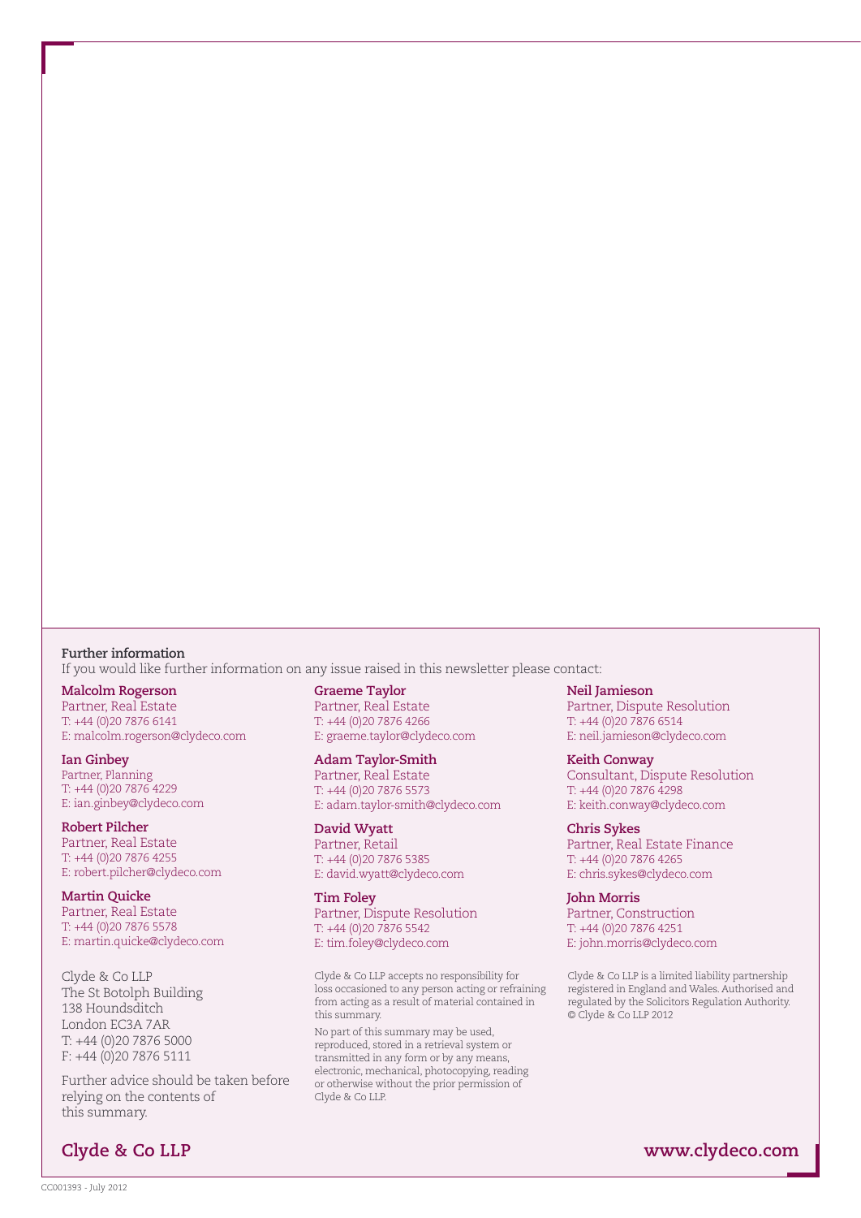**Further information**

If you would like further information on any issue raised in this newsletter please contact:

**Malcolm Rogerson**
Partner, Real Estate
T: +44 (0)20 7876 6141
E: malcolm.rogerson@clydeco.com

**Ian Ginbey**
Partner, Planning
T: +44 (0)20 7876 4229
E: ian.ginbey@clydeco.com

**Robert Pilcher**
Partner, Real Estate
T: +44 (0)20 7876 4255
E: robert.pilcher@clydeco.com

**Martin Quicke**
Partner, Real Estate
T: +44 (0)20 7876 5578
E: martin.quicke@clydeco.com

Clyde & Co LLP
The St Botolph Building
138 Houndsditch
London EC3A 7AR
T: +44 (0)20 7876 5000
F: +44 (0)20 7876 5111

Further advice should be taken before relying on the contents of this summary.

**Graeme Taylor**
Partner, Real Estate
T: +44 (0)20 7876 4266
E: graeme.taylor@clydeco.com

**Adam Taylor-Smith**
Partner, Real Estate
T: +44 (0)20 7876 5573
E: adam.taylor-smith@clydeco.com

**David Wyatt**
Partner, Retail
T: +44 (0)20 7876 5385
E: david.wyatt@clydeco.com

**Tim Foley**
Partner, Dispute Resolution
T: +44 (0)20 7876 5542
E: tim.foley@clydeco.com

Clyde & Co LLP accepts no responsibility for loss occasioned to any person acting or refraining from acting as a result of material contained in this summary.

No part of this summary may be used, reproduced, stored in a retrieval system or transmitted in any form or by any means, electronic, mechanical, photocopying, reading or otherwise without the prior permission of Clyde & Co LLP.

**Neil Jamieson**
Partner, Dispute Resolution
T: +44 (0)20 7876 6514
E: neil.jamieson@clydeco.com

**Keith Conway**
Consultant, Dispute Resolution
T: +44 (0)20 7876 4298
E: keith.conway@clydeco.com

**Chris Sykes**
Partner, Real Estate Finance
T: +44 (0)20 7876 4265
E: chris.sykes@clydeco.com

**John Morris**
Partner, Construction
T: +44 (0)20 7876 4251
E: john.morris@clydeco.com

Clyde & Co LLP is a limited liability partnership registered in England and Wales. Authorised and regulated by the Solicitors Regulation Authority.
© Clyde & Co LLP 2012

**Clyde & Co LLP**

**www.clydeco.com**

CC001393 - July 2012